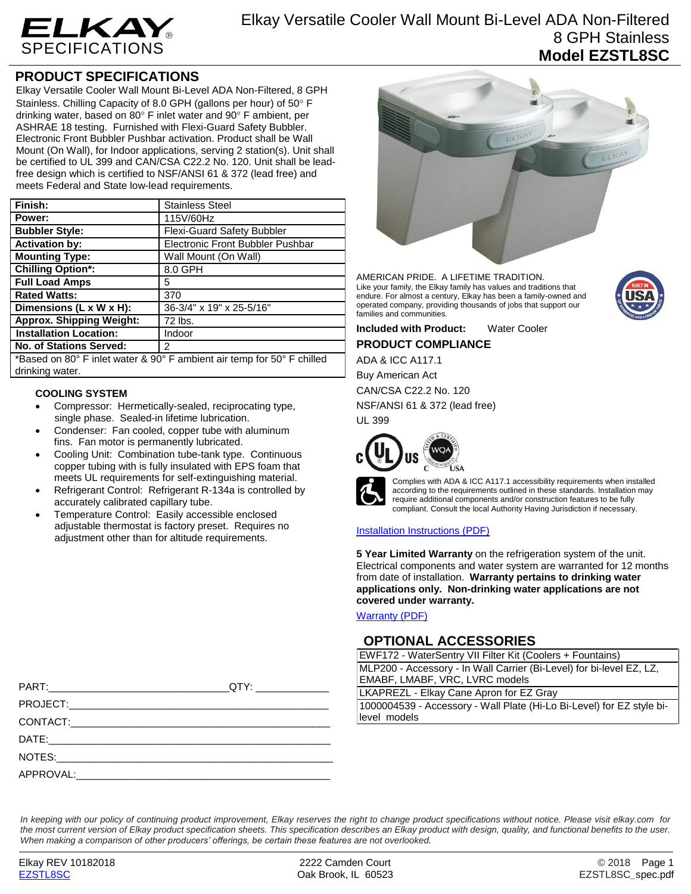# ELKAY SPECIFICATIONS

## Elkay Versatile Cooler Wall Mount Bi-Level ADA Non-Filtered 8 GPH Stainless
## Model EZSTL8SC

## PRODUCT SPECIFICATIONS

Elkay Versatile Cooler Wall Mount Bi-Level ADA Non-Filtered, 8 GPH Stainless. Chilling Capacity of 8.0 GPH (gallons per hour) of 50° F drinking water, based on 80° F inlet water and 90° F ambient, per ASHRAE 18 testing. Furnished with Flexi-Guard Safety Bubbler. Electronic Front Bubbler Pushbar activation. Product shall be Wall Mount (On Wall), for Indoor applications, serving 2 station(s). Unit shall be certified to UL 399 and CAN/CSA C22.2 No. 120. Unit shall be lead-free design which is certified to NSF/ANSI 61 & 372 (lead free) and meets Federal and State low-lead requirements.

| | |
|---|---|
| **Finish:** | Stainless Steel |
| **Power:** | 115V/60Hz |
| **Bubbler Style:** | Flexi-Guard Safety Bubbler |
| **Activation by:** | Electronic Front Bubbler Pushbar |
| **Mounting Type:** | Wall Mount (On Wall) |
| **Chilling Option*:** | 8.0 GPH |
| **Full Load Amps** | 5 |
| **Rated Watts:** | 370 |
| **Dimensions (L x W x H):** | 36-3/4" x 19" x 25-5/16" |
| **Approx. Shipping Weight:** | 72 lbs. |
| **Installation Location:** | Indoor |
| **No. of Stations Served:** | 2 |

*Based on 80° F inlet water & 90° F ambient air temp for 50° F chilled drinking water.

### COOLING SYSTEM

- Compressor: Hermetically-sealed, reciprocating type, single phase. Sealed-in lifetime lubrication.
- Condenser: Fan cooled, copper tube with aluminum fins. Fan motor is permanently lubricated.
- Cooling Unit: Combination tube-tank type. Continuous copper tubing with is fully insulated with EPS foam that meets UL requirements for self-extinguishing material.
- Refrigerant Control: Refrigerant R-134a is controlled by accurately calibrated capillary tube.
- Temperature Control: Easily accessible enclosed adjustable thermostat is factory preset. Requires no adjustment other than for altitude requirements.

AMERICAN PRIDE. A LIFETIME TRADITION.
Like your family, the Elkay family has values and traditions that endure. For almost a century, Elkay has been a family-owned and operated company, providing thousands of jobs that support our families and communities.

**Included with Product:** Water Cooler

## PRODUCT COMPLIANCE

ADA & ICC A117.1
Buy American Act
CAN/CSA C22.2 No. 120
NSF/ANSI 61 & 372 (lead free)
UL 399

Complies with ADA & ICC A117.1 accessibility requirements when installed according to the requirements outlined in these standards. Installation may require additional components and/or construction features to be fully compliant. Consult the local Authority Having Jurisdiction if necessary.

Installation Instructions (PDF)

**5 Year Limited Warranty** on the refrigeration system of the unit. Electrical components and water system are warranted for 12 months from date of installation. **Warranty pertains to drinking water applications only. Non-drinking water applications are not covered under warranty.**

Warranty (PDF)

## OPTIONAL ACCESSORIES

| |
|---|
| EWF172 - WaterSentry VII Filter Kit (Coolers + Fountains) |
| MLP200 - Accessory - In Wall Carrier (Bi-Level) for bi-level EZ, LZ, EMABF, LMABF, VRC, LVRC models |
| LKAPREZL - Elkay Cane Apron for EZ Gray |
| 1000004539 - Accessory - Wall Plate (Hi-Lo Bi-Level) for EZ style bi-level models |

PART:_______________________________QTY: _____________
PROJECT:______________________________________________
CONTACT:______________________________________________
DATE:_________________________________________________
NOTES:________________________________________________
APPROVAL:_____________________________________________

*In keeping with our policy of continuing product improvement, Elkay reserves the right to change product specifications without notice. Please visit elkay.com for the most current version of Elkay product specification sheets. This specification describes an Elkay product with design, quality, and functional benefits to the user. When making a comparison of other producers' offerings, be certain these features are not overlooked.*

Elkay REV 10182018
EZSTL8SC

2222 Camden Court
Oak Brook, IL 60523

© 2018
EZSTL8SC_spec.pdf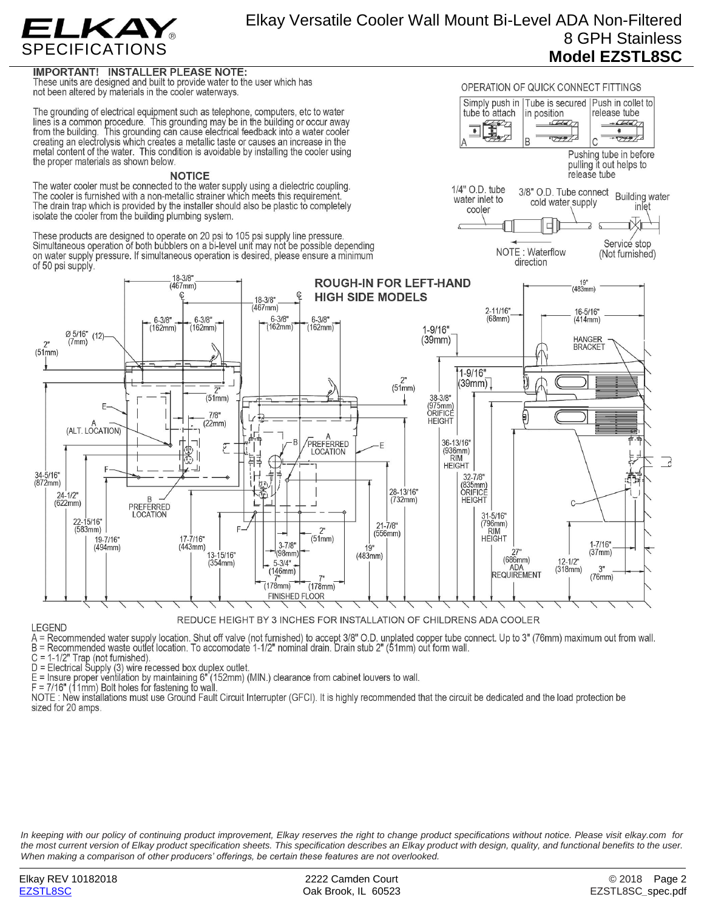# Elkay Versatile Cooler Wall Mount Bi-Level ADA Non-Filtered 8 GPH Stainless

## Model EZSTL8SC

**IMPORTANT! INSTALLER PLEASE NOTE:**

These units are designed and built to provide water to the user which has not been altered by materials in the cooler waterways.

The grounding of electrical equipment such as telephone, computers, etc to water lines is a common procedure. This grounding may be in the building or occur away from the building. This grounding can cause electrical feedback into a water cooler creating an electrolysis which creates a metallic taste or causes an increase in the metal content of the water. This condition is avoidable by installing the cooler using the proper materials as shown below.

**NOTICE**

The water cooler must be connected to the water supply using a dielectric coupling. The cooler is furnished with a non-metallic strainer which meets this requirement. The drain trap which is provided by the installer should also be plastic to completely isolate the cooler from the building plumbing system.

These products are designed to operate on 20 psi to 105 psi supply line pressure. Simultaneous operation of both bubblers on a bi-level unit may not be possible depending on water supply pressure. If simultaneous operation is desired, please ensure a minimum of 50 psi supply.

OPERATION OF QUICK CONNECT FITTINGS

| A | B | C |
|---|---|---|
| Simply push in tube to attach | Tube is secured in position | Push in collet to release tube |

Pushing tube in before pulling it out helps to release tube

1/4" O.D. tube water inlet to cooler

3/8" O.D. Tube connect cold water supply

Building water inlet

Service stop (Not furnished)

NOTE : Waterflow direction

ROUGH-IN FOR LEFT-HAND HIGH SIDE MODELS

18-3/8" (467mm)
18-3/8" (467mm)
6-3/8" (162mm)
6-3/8" (162mm)
6-3/8" (162mm)
6-3/8" (162mm)
Ø 5/16" (7mm) (12)
2" (51mm)
2" (51mm)
7/8" (22mm)
A (ALT. LOCATION)
E
F
B PREFERRED LOCATION
A PREFERRED LOCATION
34-5/16" (872mm)
24-1/2" (622mm)
22-15/16" (583mm)
19-7/16" (494mm)
17-7/16" (443mm)
13-15/16" (354mm)
3-7/8" (98mm)
5-3/4" (146mm)
7" (178mm)
7" (178mm)
2" (51mm)
19" (483mm)
21-7/8" (556mm)
28-13/16" (732mm)
2" (51mm)
FINISHED FLOOR
1-9/16" (39mm)
1-9/16" (39mm)
38-3/8" (975mm) ORIFICE HEIGHT
36-13/16" (936mm) RIM HEIGHT
32-7/8" (835mm) ORIFICE HEIGHT
31-5/16" (796mm) RIM HEIGHT
27" (686mm) ADA REQUIREMENT
12-1/2" (318mm)
3" (76mm)
1-7/16" (37mm)
2-11/16" (68mm)
19" (483mm)
16-5/16" (414mm)
HANGER BRACKET
C
D

REDUCE HEIGHT BY 3 INCHES FOR INSTALLATION OF CHILDRENS ADA COOLER

**LEGEND**

A = Recommended water supply location. Shut off valve (not furnished) to accept 3/8" O.D. unplated copper tube connect. Up to 3" (76mm) maximum out from wall.
B = Recommended waste outlet location. To accomodate 1-1/2" nominal drain. Drain stub 2" (51mm) out form wall.
C = 1-1/2" Trap (not furnished).
D = Electrical Supply (3) wire recessed box duplex outlet.
E = Insure proper ventilation by maintaining 6" (152mm) (MIN.) clearance from cabinet louvers to wall.
F = 7/16" (11mm) Bolt holes for fastening to wall.
NOTE : New installations must use Ground Fault Circuit Interrupter (GFCI). It is highly recommended that the circuit be dedicated and the load protection be sized for 20 amps.

*In keeping with our policy of continuing product improvement, Elkay reserves the right to change product specifications without notice. Please visit elkay.com for the most current version of Elkay product specification sheets. This specification describes an Elkay product with design, quality, and functional benefits to the user. When making a comparison of other producers' offerings, be certain these features are not overlooked.*

Elkay REV 10182018 | 2222 Camden Court, Oak Brook, IL 60523 | © 2018 | EZSTL8SC_spec.pdf